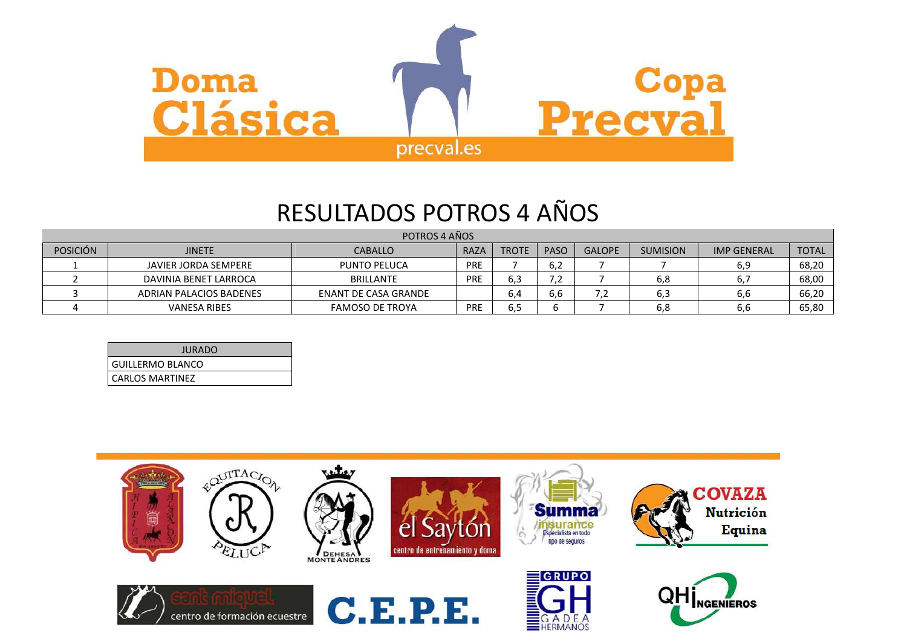# Doma Clásica Copa Precval

precval.es

## RESULTADOS POTROS 4 AÑOS

| POTROS 4 AÑOS | | | | | | | | | |
|---|---|---|---|---|---|---|---|---|---|
| POSICIÓN | JINETE | CABALLO | RAZA | TROTE | PASO | GALOPE | SUMISION | IMP GENERAL | TOTAL |
| 1 | JAVIER JORDA SEMPERE | PUNTO PELUCA | PRE | 7 | 6,2 | 7 | 7 | 6,9 | 68,20 |
| 2 | DAVINIA BENET LARROCA | BRILLANTE | PRE | 6,3 | 7,2 | 7 | 6,8 | 6,7 | 68,00 |
| 3 | ADRIAN PALACIOS BADENES | ENANT DE CASA GRANDE | | 6,4 | 6,6 | 7,2 | 6,3 | 6,6 | 66,20 |
| 4 | VANESA RIBES | FAMOSO DE TROYA | PRE | 6,5 | 6 | 7 | 6,8 | 6,6 | 65,80 |

| JURADO |
|---|
| GUILLERMO BLANCO |
| CARLOS MARTINEZ |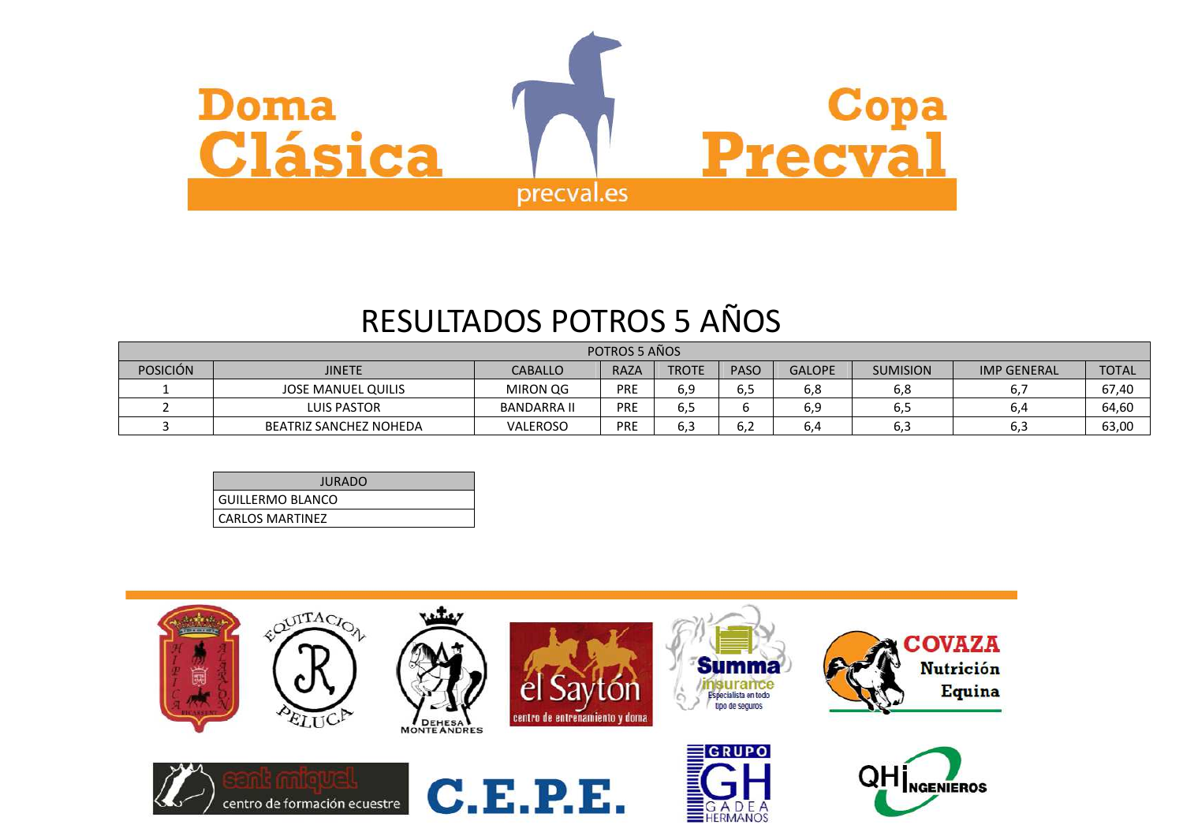Doma Clásica

Copa Precval

precval.es

# RESULTADOS POTROS 5 AÑOS

| POTROS 5 AÑOS | | | | | | | | | |
|---|---|---|---|---|---|---|---|---|---|
| POSICIÓN | JINETE | CABALLO | RAZA | TROTE | PASO | GALOPE | SUMISION | IMP GENERAL | TOTAL |
| 1 | JOSE MANUEL QUILIS | MIRON QG | PRE | 6,9 | 6,5 | 6,8 | 6,8 | 6,7 | 67,40 |
| 2 | LUIS PASTOR | BANDARRA II | PRE | 6,5 | 6 | 6,9 | 6,5 | 6,4 | 64,60 |
| 3 | BEATRIZ SANCHEZ NOHEDA | VALEROSO | PRE | 6,3 | 6,2 | 6,4 | 6,3 | 6,3 | 63,00 |

| JURADO |
|---|
| GUILLERMO BLANCO |
| CARLOS MARTINEZ |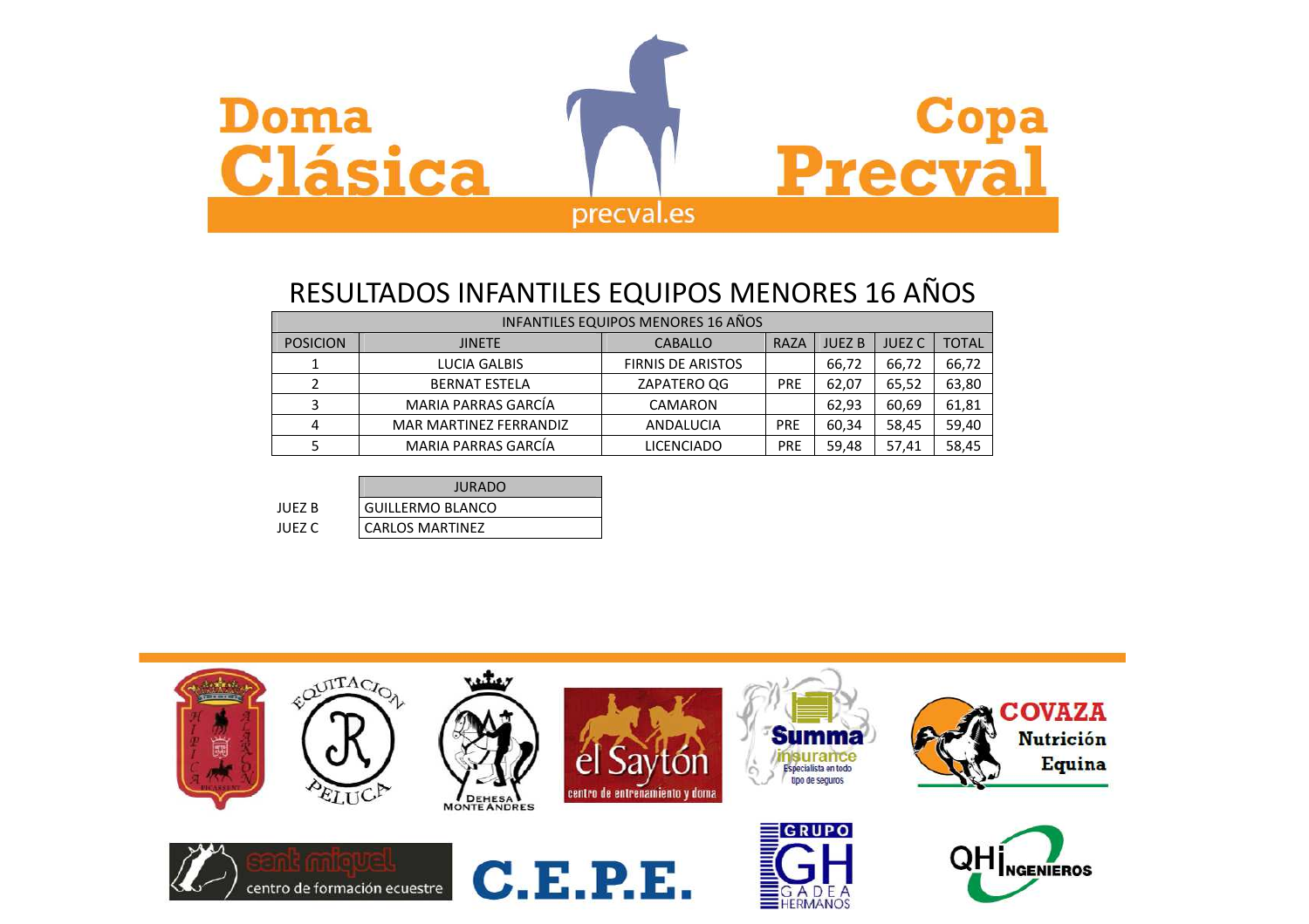# RESULTADOS INFANTILES EQUIPOS MENORES 16 AÑOS

| INFANTILES EQUIPOS MENORES 16 AÑOS | | | | | | |
|---|---|---|---|---|---|---|
| POSICION | JINETE | CABALLO | RAZA | JUEZ B | JUEZ C | TOTAL |
| 1 | LUCIA GALBIS | FIRNIS DE ARISTOS | | 66,72 | 66,72 | 66,72 |
| 2 | BERNAT ESTELA | ZAPATERO QG | PRE | 62,07 | 65,52 | 63,80 |
| 3 | MARIA PARRAS GARCÍA | CAMARON | | 62,93 | 60,69 | 61,81 |
| 4 | MAR MARTINEZ FERRANDIZ | ANDALUCIA | PRE | 60,34 | 58,45 | 59,40 |
| 5 | MARIA PARRAS GARCÍA | LICENCIADO | PRE | 59,48 | 57,41 | 58,45 |

| | JURADO |
|---|---|
| JUEZ B | GUILLERMO BLANCO |
| JUEZ C | CARLOS MARTINEZ |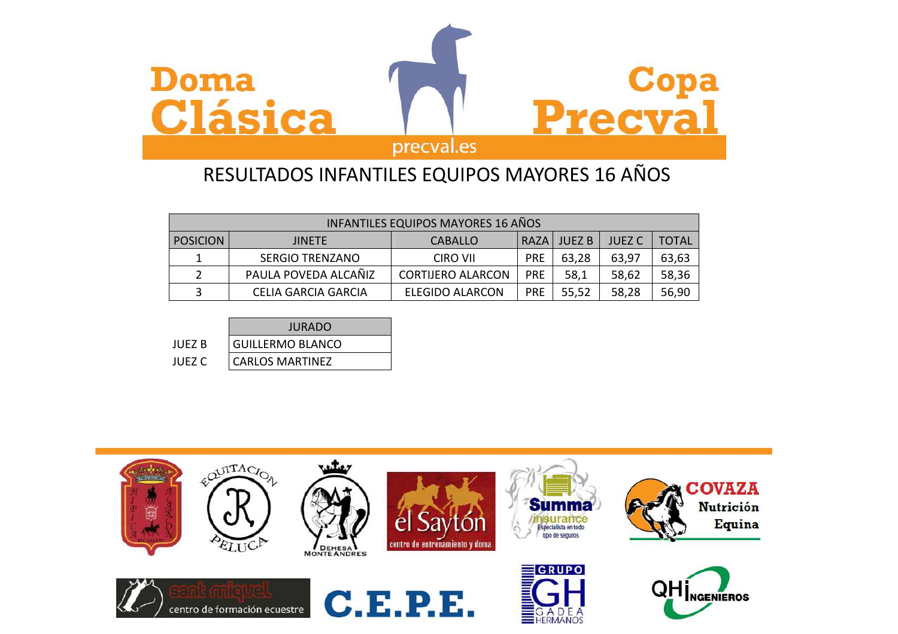# Doma Clásica Copa Precval

precval.es

## RESULTADOS INFANTILES EQUIPOS MAYORES 16 AÑOS

| INFANTILES EQUIPOS MAYORES 16 AÑOS | | | | | | |
|---|---|---|---|---|---|---|
| POSICION | JINETE | CABALLO | RAZA | JUEZ B | JUEZ C | TOTAL |
| 1 | SERGIO TRENZANO | CIRO VII | PRE | 63,28 | 63,97 | 63,63 |
| 2 | PAULA POVEDA ALCAÑIZ | CORTIJERO ALARCON | PRE | 58,1 | 58,62 | 58,36 |
| 3 | CELIA GARCIA GARCIA | ELEGIDO ALARCON | PRE | 55,52 | 58,28 | 56,90 |

| | JURADO |
|---|---|
| JUEZ B | GUILLERMO BLANCO |
| JUEZ C | CARLOS MARTINEZ |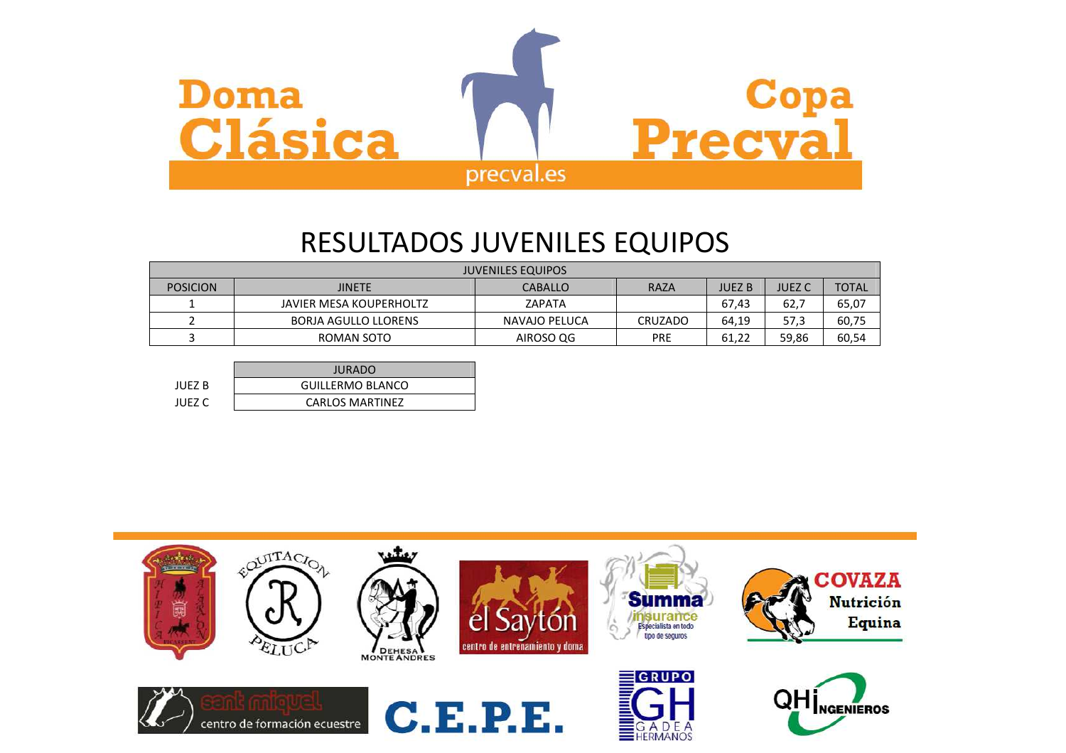Doma Clásica — Copa Precval

precval.es

# RESULTADOS JUVENILES EQUIPOS

| JUVENILES EQUIPOS | | | | | | |
|---|---|---|---|---|---|---|
| POSICION | JINETE | CABALLO | RAZA | JUEZ B | JUEZ C | TOTAL |
| 1 | JAVIER MESA KOUPERHOLTZ | ZAPATA | | 67,43 | 62,7 | 65,07 |
| 2 | BORJA AGULLO LLORENS | NAVAJO PELUCA | CRUZADO | 64,19 | 57,3 | 60,75 |
| 3 | ROMAN SOTO | AIROSO QG | PRE | 61,22 | 59,86 | 60,54 |

| | JURADO |
|---|---|
| JUEZ B | GUILLERMO BLANCO |
| JUEZ C | CARLOS MARTINEZ |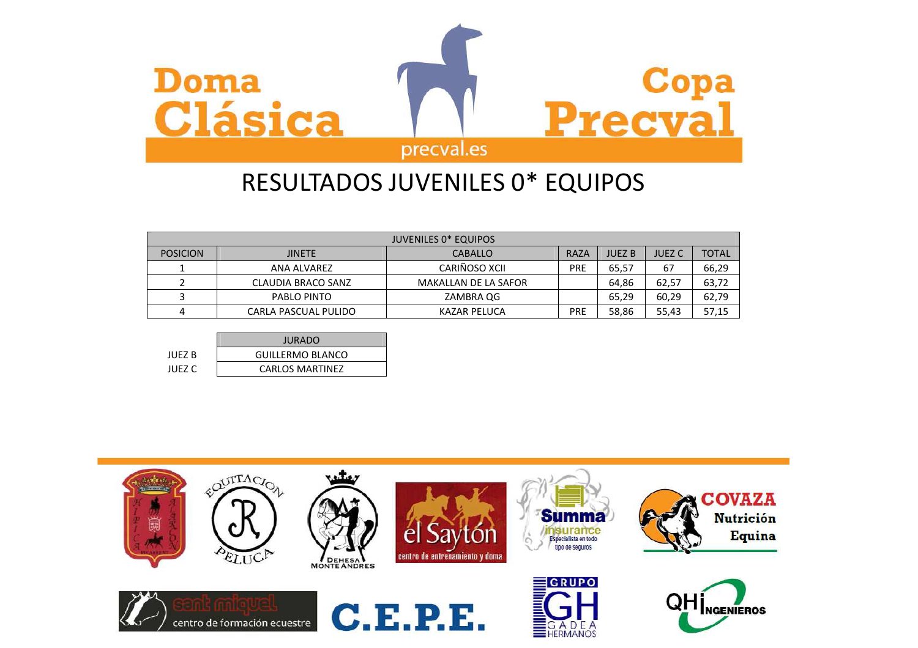Doma Clásica

Copa Precval

precval.es

# RESULTADOS JUVENILES 0* EQUIPOS

| JUVENILES 0* EQUIPOS | | | | | | |
|---|---|---|---|---|---|---|
| POSICION | JINETE | CABALLO | RAZA | JUEZ B | JUEZ C | TOTAL |
| 1 | ANA ALVAREZ | CARIÑOSO XCII | PRE | 65,57 | 67 | 66,29 |
| 2 | CLAUDIA BRACO SANZ | MAKALLAN DE LA SAFOR | | 64,86 | 62,57 | 63,72 |
| 3 | PABLO PINTO | ZAMBRA QG | | 65,29 | 60,29 | 62,79 |
| 4 | CARLA PASCUAL PULIDO | KAZAR PELUCA | PRE | 58,86 | 55,43 | 57,15 |

| | JURADO |
|---|---|
| JUEZ B | GUILLERMO BLANCO |
| JUEZ C | CARLOS MARTINEZ |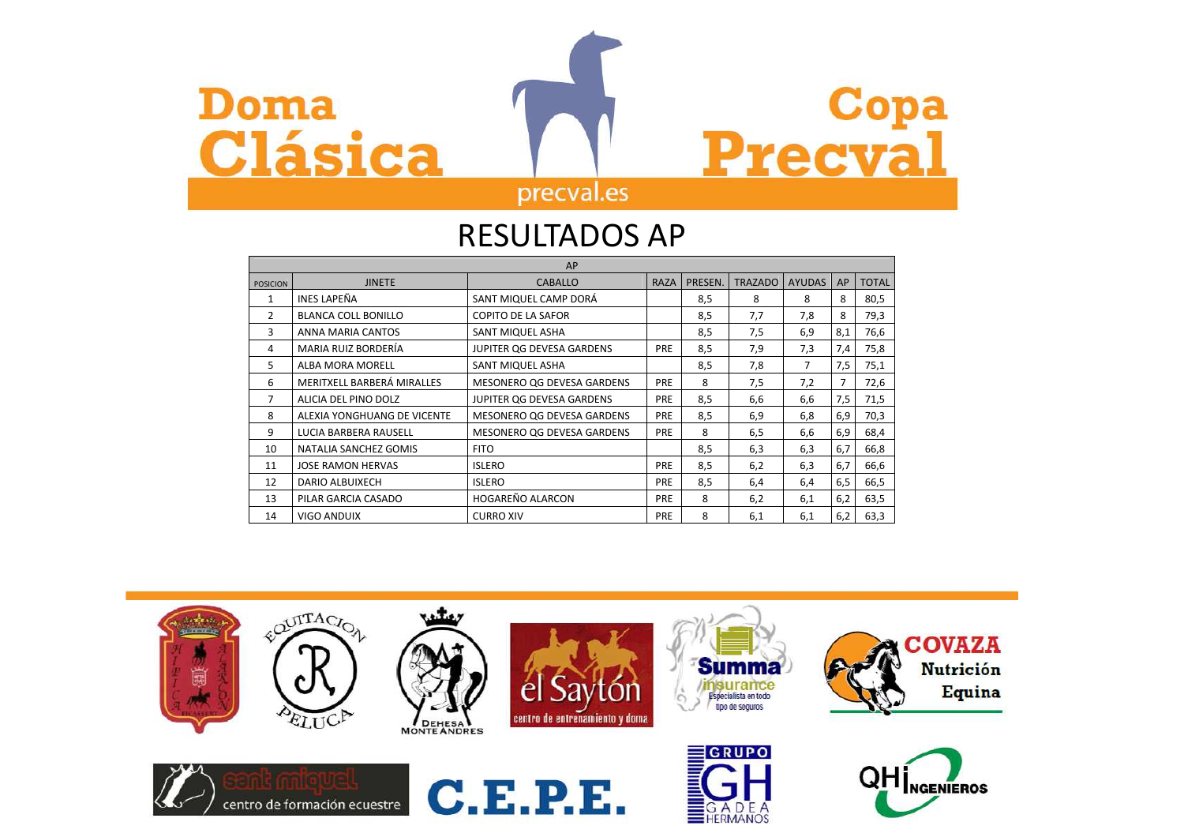# Doma Clásica Copa Precval

precval.es

## RESULTADOS AP

| AP | | | | | | | | |
|---|---|---|---|---|---|---|---|---|
| POSICION | JINETE | CABALLO | RAZA | PRESEN. | TRAZADO | AYUDAS | AP | TOTAL |
| 1 | INES LAPEÑA | SANT MIQUEL CAMP DORÁ | | 8,5 | 8 | 8 | 8 | 80,5 |
| 2 | BLANCA COLL BONILLO | COPITO DE LA SAFOR | | 8,5 | 7,7 | 7,8 | 8 | 79,3 |
| 3 | ANNA MARIA CANTOS | SANT MIQUEL ASHA | | 8,5 | 7,5 | 6,9 | 8,1 | 76,6 |
| 4 | MARIA RUIZ BORDERÍA | JUPITER QG DEVESA GARDENS | PRE | 8,5 | 7,9 | 7,3 | 7,4 | 75,8 |
| 5 | ALBA MORA MORELL | SANT MIQUEL ASHA | | 8,5 | 7,8 | 7 | 7,5 | 75,1 |
| 6 | MERITXELL BARBERÁ MIRALLES | MESONERO QG DEVESA GARDENS | PRE | 8 | 7,5 | 7,2 | 7 | 72,6 |
| 7 | ALICIA DEL PINO DOLZ | JUPITER QG DEVESA GARDENS | PRE | 8,5 | 6,6 | 6,6 | 7,5 | 71,5 |
| 8 | ALEXIA YONGHUANG DE VICENTE | MESONERO QG DEVESA GARDENS | PRE | 8,5 | 6,9 | 6,8 | 6,9 | 70,3 |
| 9 | LUCIA BARBERA RAUSELL | MESONERO QG DEVESA GARDENS | PRE | 8 | 6,5 | 6,6 | 6,9 | 68,4 |
| 10 | NATALIA SANCHEZ GOMIS | FITO | | 8,5 | 6,3 | 6,3 | 6,7 | 66,8 |
| 11 | JOSE RAMON HERVAS | ISLERO | PRE | 8,5 | 6,2 | 6,3 | 6,7 | 66,6 |
| 12 | DARIO ALBUIXECH | ISLERO | PRE | 8,5 | 6,4 | 6,4 | 6,5 | 66,5 |
| 13 | PILAR GARCIA CASADO | HOGAREÑO ALARCON | PRE | 8 | 6,2 | 6,1 | 6,2 | 63,5 |
| 14 | VIGO ANDUIX | CURRO XIV | PRE | 8 | 6,1 | 6,1 | 6,2 | 63,3 |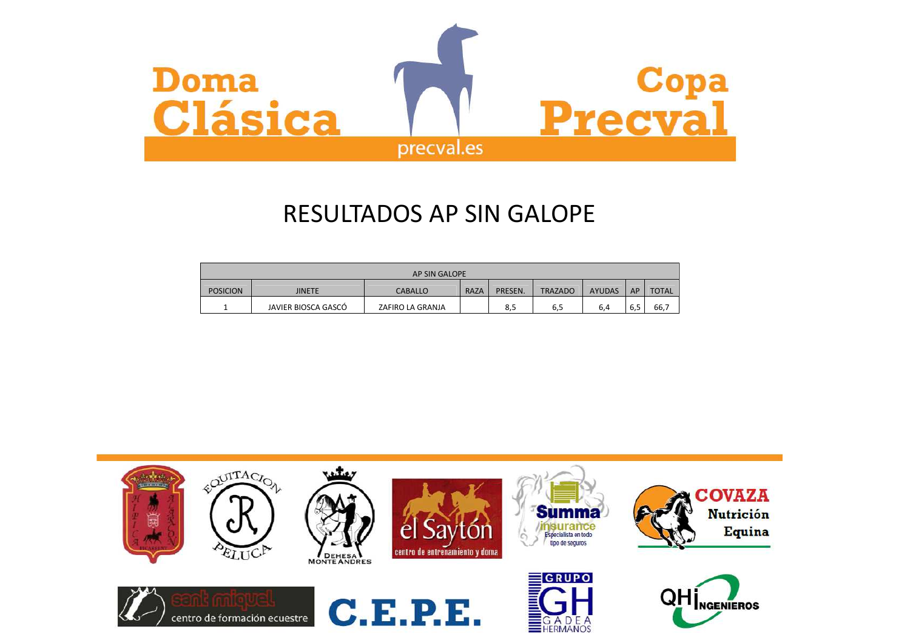Doma Clásica

Copa Precval

precval.es

# RESULTADOS AP SIN GALOPE

| AP SIN GALOPE | | | | | | | | |
|---|---|---|---|---|---|---|---|---|
| POSICION | JINETE | CABALLO | RAZA | PRESEN. | TRAZADO | AYUDAS | AP | TOTAL |
| 1 | JAVIER BIOSCA GASCÓ | ZAFIRO LA GRANJA | | 8,5 | 6,5 | 6,4 | 6,5 | 66,7 |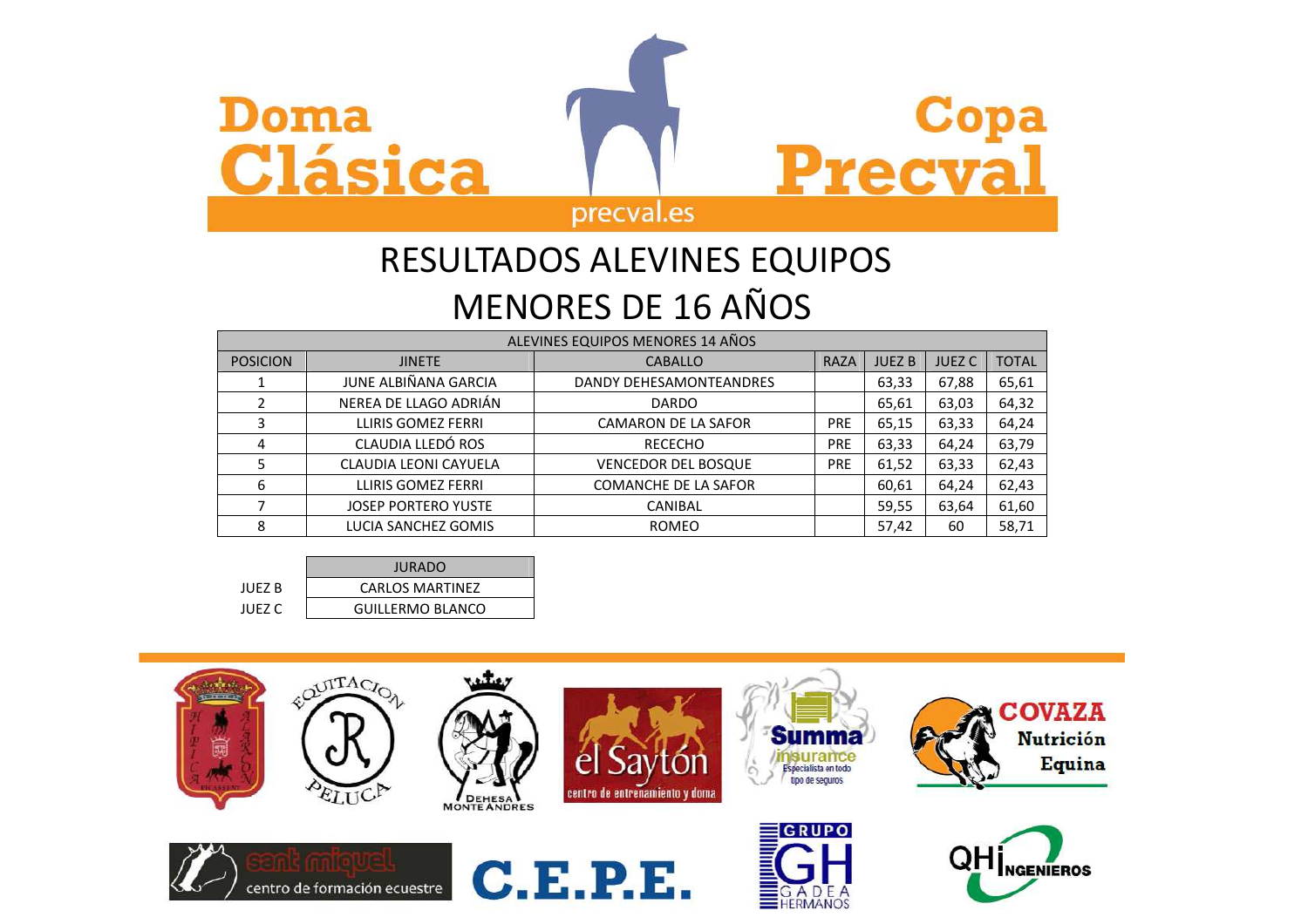# Doma Clásica — Copa Precval

precval.es

## RESULTADOS ALEVINES EQUIPOS MENORES DE 16 AÑOS

| ALEVINES EQUIPOS MENORES 14 AÑOS | | | | | | |
|---|---|---|---|---|---|---|
| POSICION | JINETE | CABALLO | RAZA | JUEZ B | JUEZ C | TOTAL |
| 1 | JUNE ALBIÑANA GARCIA | DANDY DEHESAMONTEANDRES | | 63,33 | 67,88 | 65,61 |
| 2 | NEREA DE LLAGO ADRIÁN | DARDO | | 65,61 | 63,03 | 64,32 |
| 3 | LLIRIS GOMEZ FERRI | CAMARON DE LA SAFOR | PRE | 65,15 | 63,33 | 64,24 |
| 4 | CLAUDIA LLEDÓ ROS | RECECHO | PRE | 63,33 | 64,24 | 63,79 |
| 5 | CLAUDIA LEONI CAYUELA | VENCEDOR DEL BOSQUE | PRE | 61,52 | 63,33 | 62,43 |
| 6 | LLIRIS GOMEZ FERRI | COMANCHE DE LA SAFOR | | 60,61 | 64,24 | 62,43 |
| 7 | JOSEP PORTERO YUSTE | CANIBAL | | 59,55 | 63,64 | 61,60 |
| 8 | LUCIA SANCHEZ GOMIS | ROMEO | | 57,42 | 60 | 58,71 |

| | JURADO |
|---|---|
| JUEZ B | CARLOS MARTINEZ |
| JUEZ C | GUILLERMO BLANCO |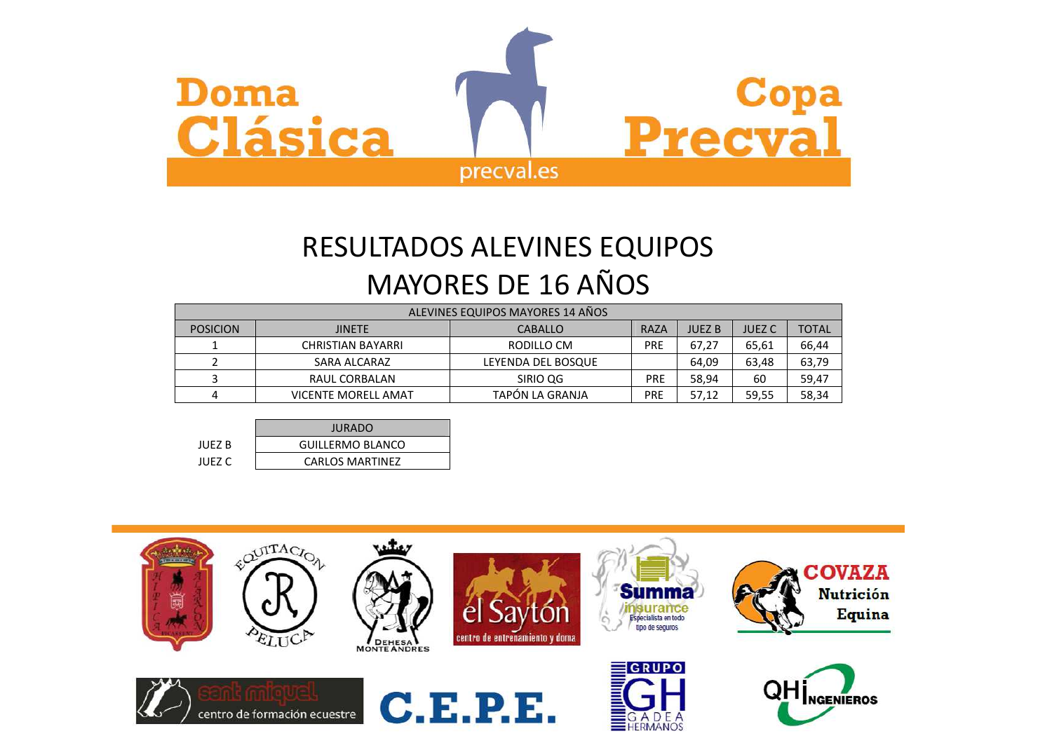Doma Clásica

Copa Precval

precval.es

# RESULTADOS ALEVINES EQUIPOS
# MAYORES DE 16 AÑOS

| ALEVINES EQUIPOS MAYORES 14 AÑOS | | | | | | |
|---|---|---|---|---|---|---|
| POSICION | JINETE | CABALLO | RAZA | JUEZ B | JUEZ C | TOTAL |
| 1 | CHRISTIAN BAYARRI | RODILLO CM | PRE | 67,27 | 65,61 | 66,44 |
| 2 | SARA ALCARAZ | LEYENDA DEL BOSQUE | | 64,09 | 63,48 | 63,79 |
| 3 | RAUL CORBALAN | SIRIO QG | PRE | 58,94 | 60 | 59,47 |
| 4 | VICENTE MORELL AMAT | TAPÓN LA GRANJA | PRE | 57,12 | 59,55 | 58,34 |

| | JURADO |
|---|---|
| JUEZ B | GUILLERMO BLANCO |
| JUEZ C | CARLOS MARTINEZ |

Hípica Alarcón Picassent · Equitación Peluca · Dehesa Monte Andres · el Saytón centro de entrenamiento y doma · Summa insurance Especialista en todo tipo de seguros · COVAZA Nutrición Equina · sant miquel centro de formación ecuestre · C.E.P.E. · GRUPO GH GADEA HERMANOS · QHI INGENIEROS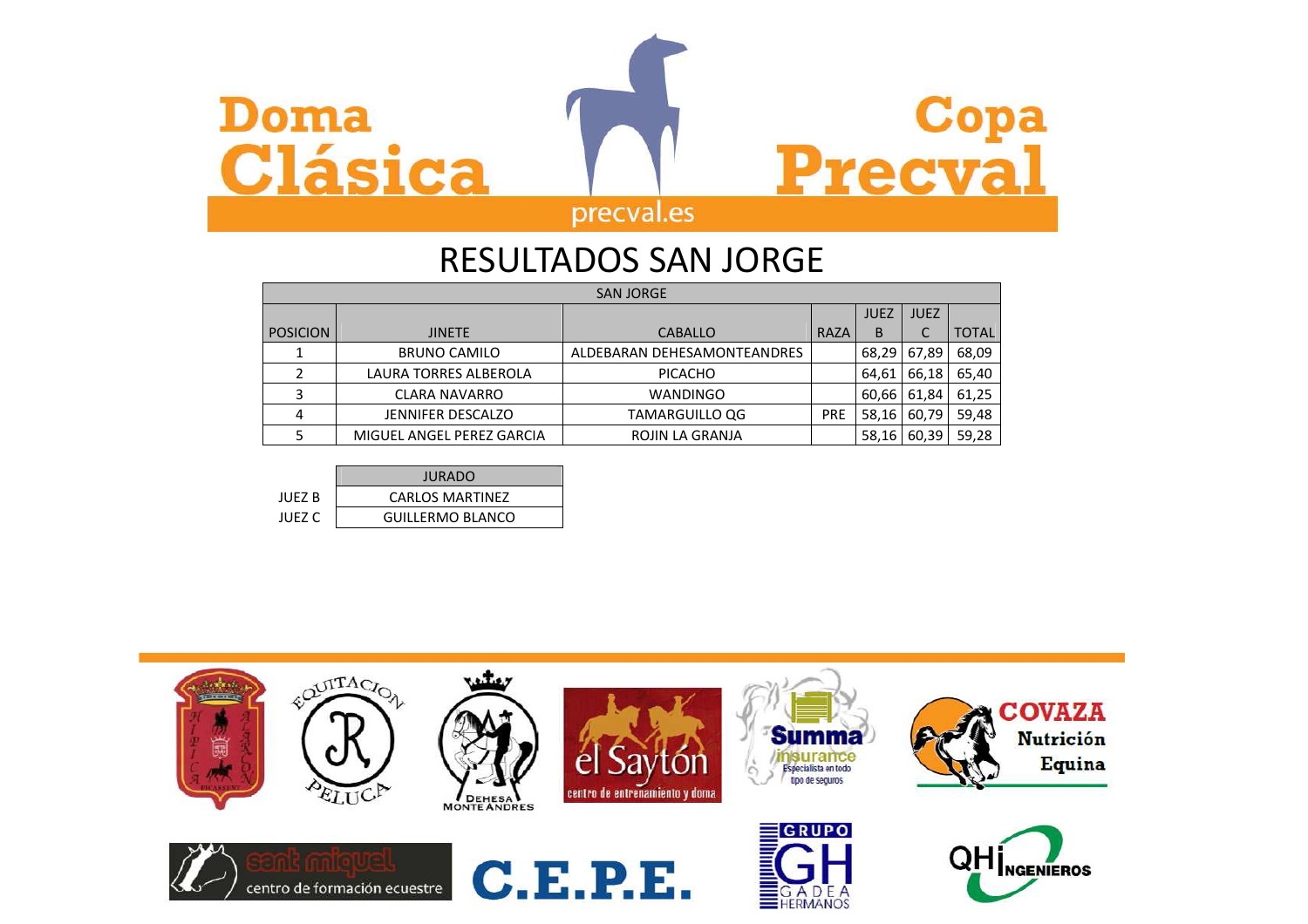Doma Clásica

Copa Precval

precval.es

# RESULTADOS SAN JORGE

| SAN JORGE | | | | | | |
|---|---|---|---|---|---|---|
| POSICION | JINETE | CABALLO | RAZA | JUEZ B | JUEZ C | TOTAL |
| 1 | BRUNO CAMILO | ALDEBARAN DEHESAMONTEANDRES | | 68,29 | 67,89 | 68,09 |
| 2 | LAURA TORRES ALBEROLA | PICACHO | | 64,61 | 66,18 | 65,40 |
| 3 | CLARA NAVARRO | WANDINGO | | 60,66 | 61,84 | 61,25 |
| 4 | JENNIFER DESCALZO | TAMARGUILLO QG | PRE | 58,16 | 60,79 | 59,48 |
| 5 | MIGUEL ANGEL PEREZ GARCIA | ROJIN LA GRANJA | | 58,16 | 60,39 | 59,28 |

| | JURADO |
|---|---|
| JUEZ B | CARLOS MARTINEZ |
| JUEZ C | GUILLERMO BLANCO |